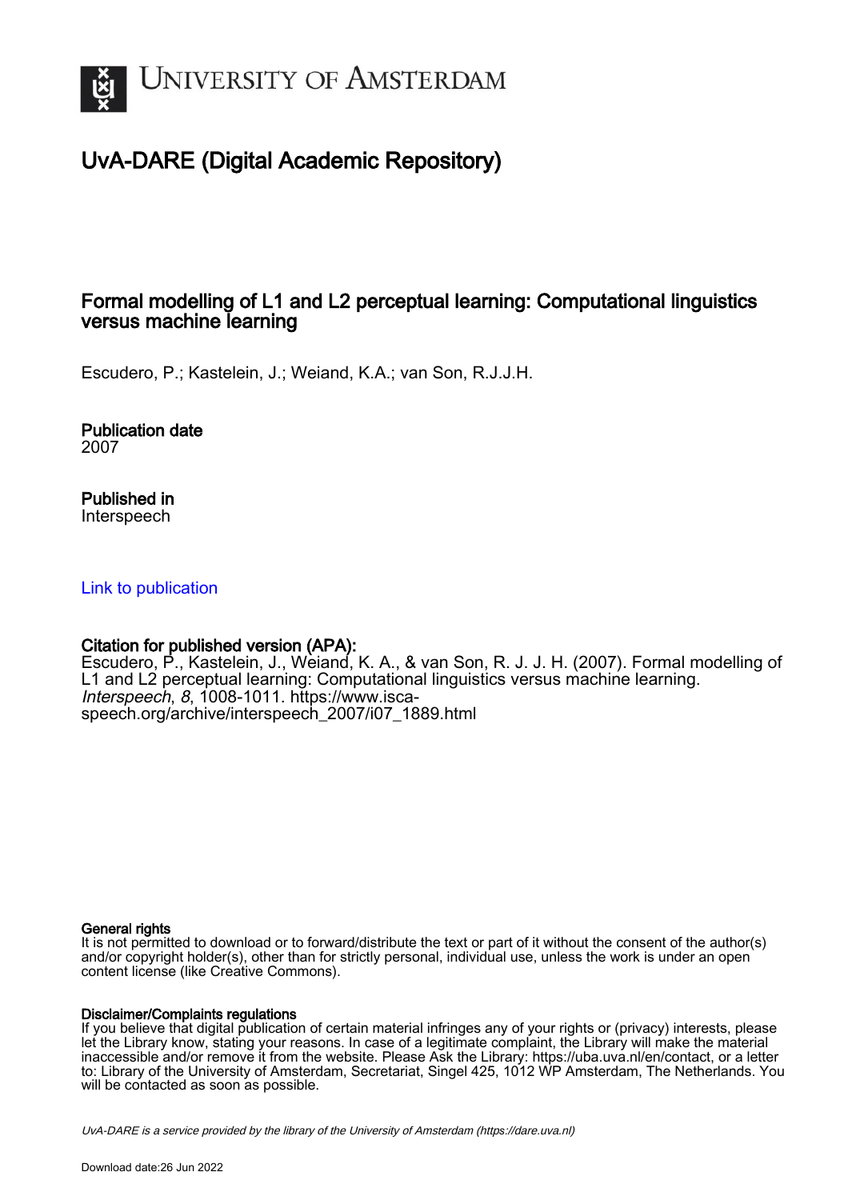# UvA-DARE (Digital Academic Repository)

## Formal modelling of L1 and L2 perceptual learning: Computational linguistics versus machine learning

Escudero, P.; Kastelein, J.; Weiand, K.A.; van Son, R.J.J.H.

**Publication date**
2007

**Published in**
Interspeech

[Link to publication](https://www.isca-speech.org/archive/interspeech_2007/i07_1889.html)

**Citation for published version (APA):**
Escudero, P., Kastelein, J., Weiand, K. A., & van Son, R. J. J. H. (2007). Formal modelling of L1 and L2 perceptual learning: Computational linguistics versus machine learning. *Interspeech*, *8*, 1008-1011. https://www.isca-speech.org/archive/interspeech_2007/i07_1889.html

**General rights**
It is not permitted to download or to forward/distribute the text or part of it without the consent of the author(s) and/or copyright holder(s), other than for strictly personal, individual use, unless the work is under an open content license (like Creative Commons).

**Disclaimer/Complaints regulations**
If you believe that digital publication of certain material infringes any of your rights or (privacy) interests, please let the Library know, stating your reasons. In case of a legitimate complaint, the Library will make the material inaccessible and/or remove it from the website. Please Ask the Library: https://uba.uva.nl/en/contact, or a letter to: Library of the University of Amsterdam, Secretariat, Singel 425, 1012 WP Amsterdam, The Netherlands. You will be contacted as soon as possible.

UvA-DARE is a service provided by the library of the University of Amsterdam (https://dare.uva.nl)

Download date:26 Jun 2022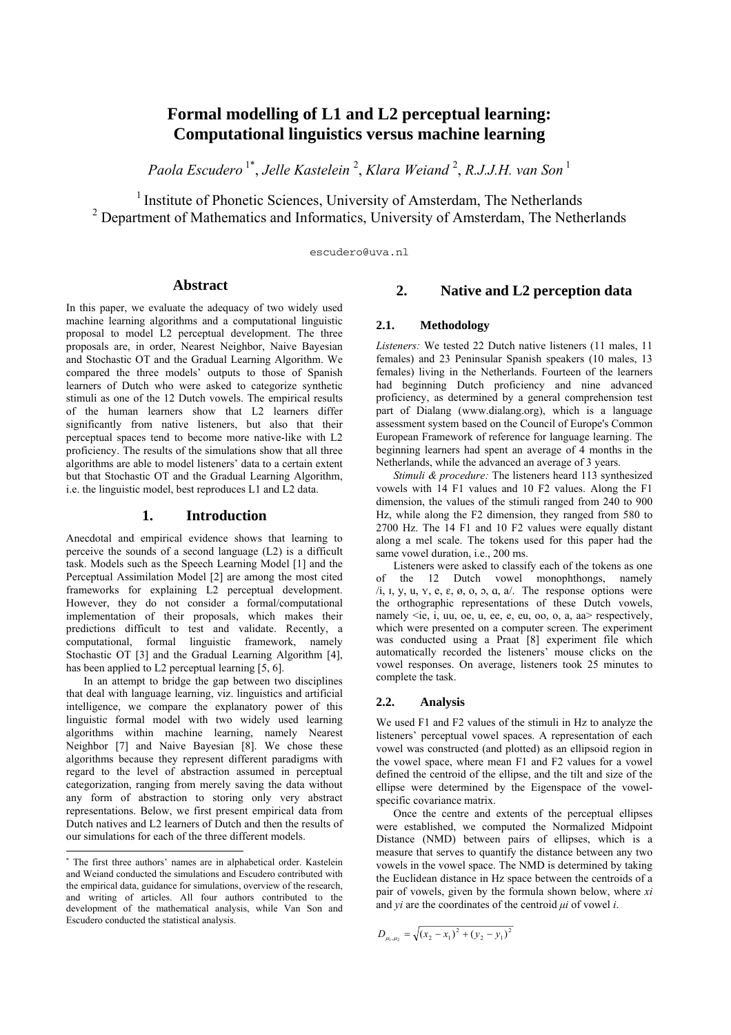# Formal modelling of L1 and L2 perceptual learning: Computational linguistics versus machine learning

*Paola Escudero* [1*], *Jelle Kastelein* [2], *Klara Weiand* [2], *R.J.J.H. van Son* [1]

[1] Institute of Phonetic Sciences, University of Amsterdam, The Netherlands
[2] Department of Mathematics and Informatics, University of Amsterdam, The Netherlands

escudero@uva.nl

## Abstract

In this paper, we evaluate the adequacy of two widely used machine learning algorithms and a computational linguistic proposal to model L2 perceptual development. The three proposals are, in order, Nearest Neighbor, Naive Bayesian and Stochastic OT and the Gradual Learning Algorithm. We compared the three models' outputs to those of Spanish learners of Dutch who were asked to categorize synthetic stimuli as one of the 12 Dutch vowels. The empirical results of the human learners show that L2 learners differ significantly from native listeners, but also that their perceptual spaces tend to become more native-like with L2 proficiency. The results of the simulations show that all three algorithms are able to model listeners' data to a certain extent but that Stochastic OT and the Gradual Learning Algorithm, i.e. the linguistic model, best reproduces L1 and L2 data.

## 1. Introduction

Anecdotal and empirical evidence shows that learning to perceive the sounds of a second language (L2) is a difficult task. Models such as the Speech Learning Model [1] and the Perceptual Assimilation Model [2] are among the most cited frameworks for explaining L2 perceptual development. However, they do not consider a formal/computational implementation of their proposals, which makes their predictions difficult to test and validate. Recently, a computational, formal linguistic framework, namely Stochastic OT [3] and the Gradual Learning Algorithm [4], has been applied to L2 perceptual learning [5, 6].

In an attempt to bridge the gap between two disciplines that deal with language learning, viz. linguistics and artificial intelligence, we compare the explanatory power of this linguistic formal model with two widely used learning algorithms within machine learning, namely Nearest Neighbor [7] and Naive Bayesian [8]. We chose these algorithms because they represent different paradigms with regard to the level of abstraction assumed in perceptual categorization, ranging from merely saving the data without any form of abstraction to storing only very abstract representations. Below, we first present empirical data from Dutch natives and L2 learners of Dutch and then the results of our simulations for each of the three different models.

## 2. Native and L2 perception data

### 2.1. Methodology

*Listeners:* We tested 22 Dutch native listeners (11 males, 11 females) and 23 Peninsular Spanish speakers (10 males, 13 females) living in the Netherlands. Fourteen of the learners had beginning Dutch proficiency and nine advanced proficiency, as determined by a general comprehension test part of Dialang (www.dialang.org), which is a language assessment system based on the Council of Europe's Common European Framework of reference for language learning. The beginning learners had spent an average of 4 months in the Netherlands, while the advanced an average of 3 years.

*Stimuli & procedure:* The listeners heard 113 synthesized vowels with 14 F1 values and 10 F2 values. Along the F1 dimension, the values of the stimuli ranged from 240 to 900 Hz, while along the F2 dimension, they ranged from 580 to 2700 Hz. The 14 F1 and 10 F2 values were equally distant along a mel scale. The tokens used for this paper had the same vowel duration, i.e., 200 ms.

Listeners were asked to classify each of the tokens as one of the 12 Dutch vowel monophthongs, namely /i, ɪ, y, u, ʏ, e, ɛ, ø, o, ɔ, ɑ, a/. The response options were the orthographic representations of these Dutch vowels, namely <ie, i, uu, oe, u, ee, e, eu, oo, o, a, aa> respectively, which were presented on a computer screen. The experiment was conducted using a Praat [8] experiment file which automatically recorded the listeners' mouse clicks on the vowel responses. On average, listeners took 25 minutes to complete the task.

### 2.2. Analysis

We used F1 and F2 values of the stimuli in Hz to analyze the listeners' perceptual vowel spaces. A representation of each vowel was constructed (and plotted) as an ellipsoid region in the vowel space, where mean F1 and F2 values for a vowel defined the centroid of the ellipse, and the tilt and size of the ellipse were determined by the Eigenspace of the vowel-specific covariance matrix.

Once the centre and extents of the perceptual ellipses were established, we computed the Normalized Midpoint Distance (NMD) between pairs of ellipses, which is a measure that serves to quantify the distance between any two vowels in the vowel space. The NMD is determined by taking the Euclidean distance in Hz space between the centroids of a pair of vowels, given by the formula shown below, where $x_i$ and $y_i$ are the coordinates of the centroid $\mu_i$ of vowel $i$.

$$D_{\mu_1,\mu_2} = \sqrt{(x_2 - x_1)^2 + (y_2 - y_1)^2}$$

[*] The first three authors' names are in alphabetical order. Kastelein and Weiand conducted the simulations and Escudero contributed with the empirical data, guidance for simulations, overview of the research, and writing of articles. All four authors contributed to the development of the mathematical analysis, while Van Son and Escudero conducted the statistical analysis.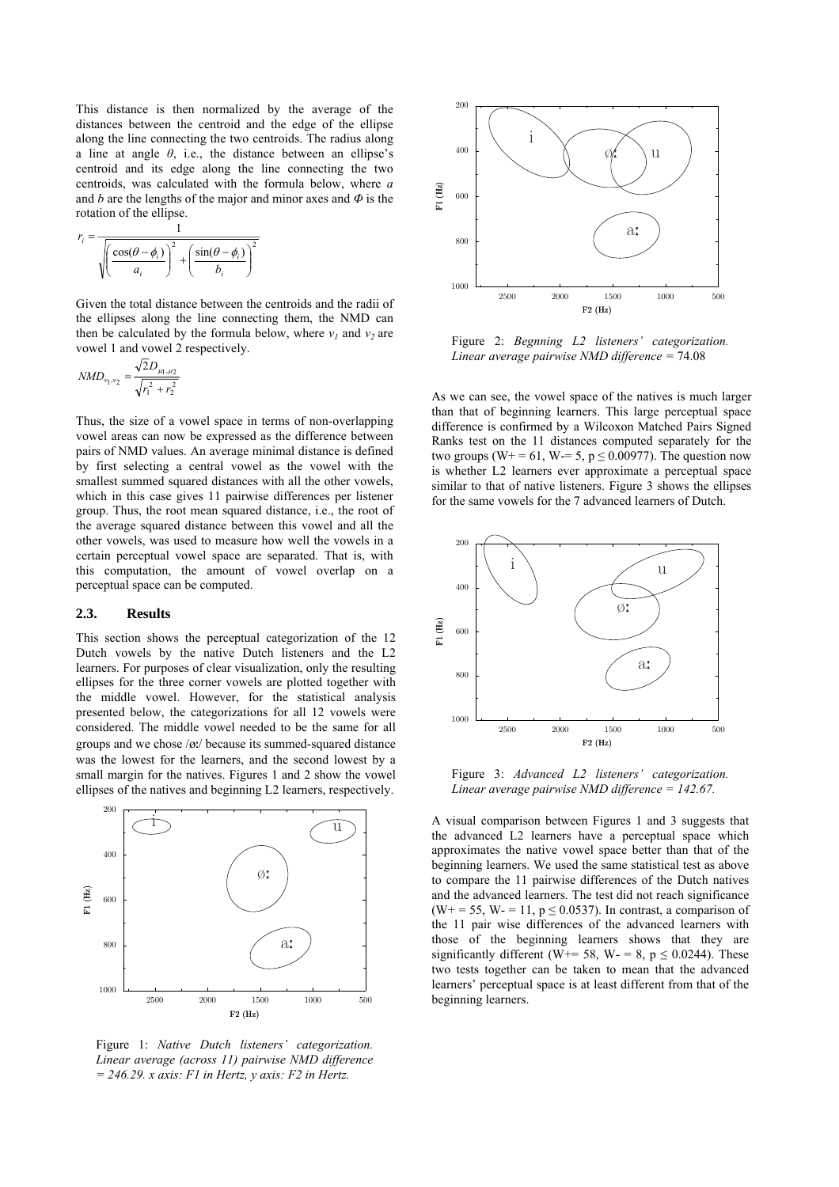This distance is then normalized by the average of the distances between the centroid and the edge of the ellipse along the line connecting the two centroids. The radius along a line at angle $\theta$, i.e., the distance between an ellipse's centroid and its edge along the line connecting the two centroids, was calculated with the formula below, where $a$ and $b$ are the lengths of the major and minor axes and $\Phi$ is the rotation of the ellipse.

$$r_i = \frac{1}{\sqrt{\left(\frac{\cos(\theta - \phi_i)}{a_i}\right)^2 + \left(\frac{\sin(\theta - \phi_i)}{b_i}\right)^2}}$$

Given the total distance between the centroids and the radii of the ellipses along the line connecting them, the NMD can then be calculated by the formula below, where $v_1$ and $v_2$ are vowel 1 and vowel 2 respectively.

$$NMD_{v_1,v_2} = \frac{\sqrt{2}D_{\mu_1,\mu_2}}{\sqrt{r_1^2 + r_2^2}}$$

Thus, the size of a vowel space in terms of non-overlapping vowel areas can now be expressed as the difference between pairs of NMD values. An average minimal distance is defined by first selecting a central vowel as the vowel with the smallest summed squared distances with all the other vowels, which in this case gives 11 pairwise differences per listener group. Thus, the root mean squared distance, i.e., the root of the average squared distance between this vowel and all the other vowels, was used to measure how well the vowels in a certain perceptual vowel space are separated. That is, with this computation, the amount of vowel overlap on a perceptual space can be computed.

### 2.3. Results

This section shows the perceptual categorization of the 12 Dutch vowels by the native Dutch listeners and the L2 learners. For purposes of clear visualization, only the resulting ellipses for the three corner vowels are plotted together with the middle vowel. However, for the statistical analysis presented below, the categorizations for all 12 vowels were considered. The middle vowel needed to be the same for all groups and we chose /øː/ because its summed-squared distance was the lowest for the learners, and the second lowest by a small margin for the natives. Figures 1 and 2 show the vowel ellipses of the natives and beginning L2 learners, respectively.

Figure 1: *Native Dutch listeners' categorization. Linear average (across 11) pairwise NMD difference = 246.29. x axis: F1 in Hertz, y axis: F2 in Hertz.*

Figure 2: *Begnning L2 listeners' categorization. Linear average pairwise NMD difference =* 74.08

As we can see, the vowel space of the natives is much larger than that of beginning learners. This large perceptual space difference is confirmed by a Wilcoxon Matched Pairs Signed Ranks test on the 11 distances computed separately for the two groups ($W+ = 61$, $W- = 5$, $p \leq 0.00977$). The question now is whether L2 learners ever approximate a perceptual space similar to that of native listeners. Figure 3 shows the ellipses for the same vowels for the 7 advanced learners of Dutch.

Figure 3: *Advanced L2 listeners' categorization. Linear average pairwise NMD difference = 142.67.*

A visual comparison between Figures 1 and 3 suggests that the advanced L2 learners have a perceptual space which approximates the native vowel space better than that of the beginning learners. We used the same statistical test as above to compare the 11 pairwise differences of the Dutch natives and the advanced learners. The test did not reach significance ($W+ = 55$, $W- = 11$, $p \leq 0.0537$). In contrast, a comparison of the 11 pair wise differences of the advanced learners with those of the beginning learners shows that they are significantly different ($W+= 58$, $W- = 8$, $p \leq 0.0244$). These two tests together can be taken to mean that the advanced learners' perceptual space is at least different from that of the beginning learners.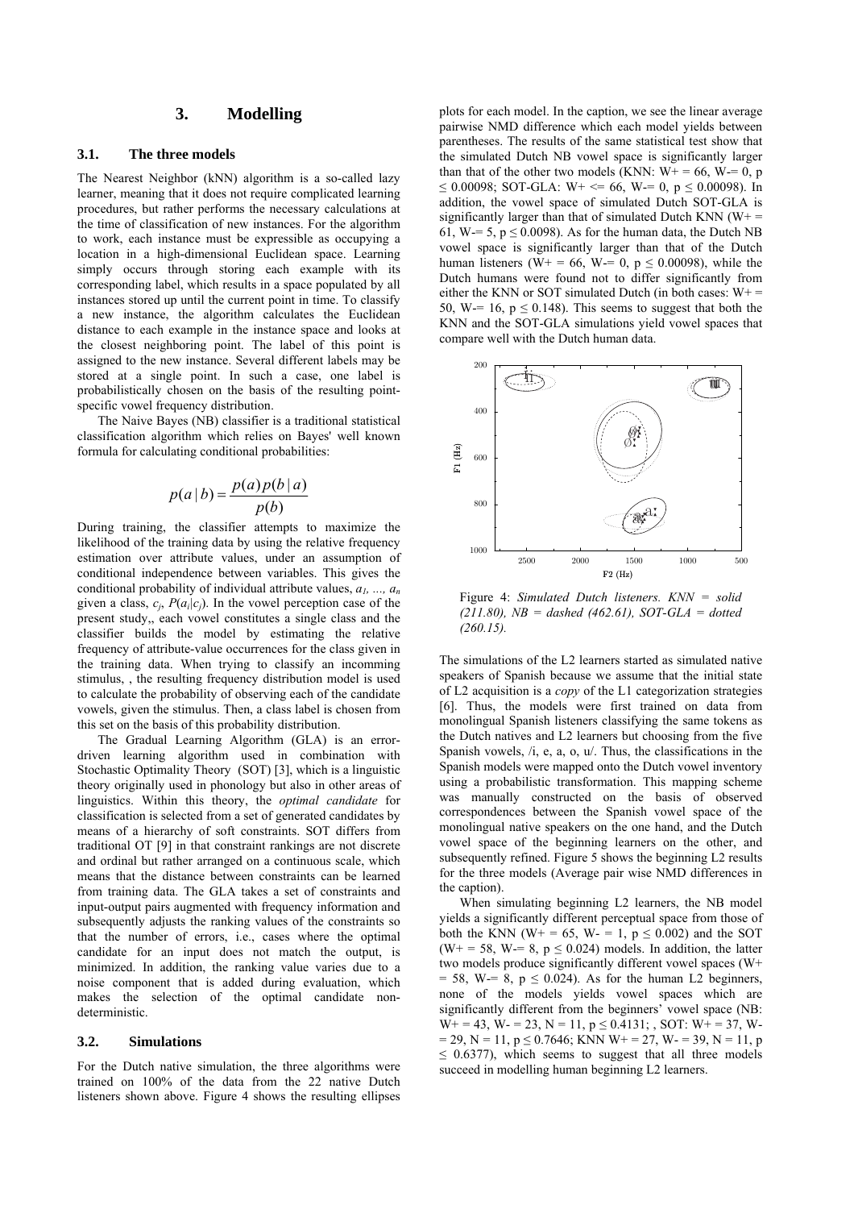# 3. Modelling

## 3.1. The three models

The Nearest Neighbor (kNN) algorithm is a so-called lazy learner, meaning that it does not require complicated learning procedures, but rather performs the necessary calculations at the time of classification of new instances. For the algorithm to work, each instance must be expressible as occupying a location in a high-dimensional Euclidean space. Learning simply occurs through storing each example with its corresponding label, which results in a space populated by all instances stored up until the current point in time. To classify a new instance, the algorithm calculates the Euclidean distance to each example in the instance space and looks at the closest neighboring point. The label of this point is assigned to the new instance. Several different labels may be stored at a single point. In such a case, one label is probabilistically chosen on the basis of the resulting point-specific vowel frequency distribution.

The Naive Bayes (NB) classifier is a traditional statistical classification algorithm which relies on Bayes' well known formula for calculating conditional probabilities:

$$p(a \mid b) = \frac{p(a)p(b \mid a)}{p(b)}$$

During training, the classifier attempts to maximize the likelihood of the training data by using the relative frequency estimation over attribute values, under an assumption of conditional independence between variables. This gives the conditional probability of individual attribute values, $a_1, \ldots, a_n$ given a class, $c_j$, $P(a_i|c_j)$. In the vowel perception case of the present study,, each vowel constitutes a single class and the classifier builds the model by estimating the relative frequency of attribute-value occurrences for the class given in the training data. When trying to classify an incomming stimulus, , the resulting frequency distribution model is used to calculate the probability of observing each of the candidate vowels, given the stimulus. Then, a class label is chosen from this set on the basis of this probability distribution.

The Gradual Learning Algorithm (GLA) is an error-driven learning algorithm used in combination with Stochastic Optimality Theory (SOT) [3], which is a linguistic theory originally used in phonology but also in other areas of linguistics. Within this theory, the *optimal candidate* for classification is selected from a set of generated candidates by means of a hierarchy of soft constraints. SOT differs from traditional OT [9] in that constraint rankings are not discrete and ordinal but rather arranged on a continuous scale, which means that the distance between constraints can be learned from training data. The GLA takes a set of constraints and input-output pairs augmented with frequency information and subsequently adjusts the ranking values of the constraints so that the number of errors, i.e., cases where the optimal candidate for an input does not match the output, is minimized. In addition, the ranking value varies due to a noise component that is added during evaluation, which makes the selection of the optimal candidate non-deterministic.

## 3.2. Simulations

For the Dutch native simulation, the three algorithms were trained on 100% of the data from the 22 native Dutch listeners shown above. Figure 4 shows the resulting ellipses plots for each model. In the caption, we see the linear average pairwise NMD difference which each model yields between parentheses. The results of the same statistical test show that the simulated Dutch NB vowel space is significantly larger than that of the other two models (KNN: W+ = 66, W-= 0, $p \leq 0.00098$; SOT-GLA: W+ <= 66, W-= 0, $p \leq 0.00098$). In addition, the vowel space of simulated Dutch SOT-GLA is significantly larger than that of simulated Dutch KNN (W+ = 61, W-= 5, $p \leq 0.0098$). As for the human data, the Dutch NB vowel space is significantly larger than that of the Dutch human listeners (W+ = 66, W-= 0, $p \leq 0.00098$), while the Dutch humans were found not to differ significantly from either the KNN or SOT simulated Dutch (in both cases: W+ = 50, W-= 16, $p \leq 0.148$). This seems to suggest that both the KNN and the SOT-GLA simulations yield vowel spaces that compare well with the Dutch human data.

Figure 4: *Simulated Dutch listeners. KNN = solid (211.80), NB = dashed (462.61), SOT-GLA = dotted (260.15).*

The simulations of the L2 learners started as simulated native speakers of Spanish because we assume that the initial state of L2 acquisition is a *copy* of the L1 categorization strategies [6]. Thus, the models were first trained on data from monolingual Spanish listeners classifying the same tokens as the Dutch natives and L2 learners but choosing from the five Spanish vowels, /i, e, a, o, u/. Thus, the classifications in the Spanish models were mapped onto the Dutch vowel inventory using a probabilistic transformation. This mapping scheme was manually constructed on the basis of observed correspondences between the Spanish vowel space of the monolingual native speakers on the one hand, and the Dutch vowel space of the beginning learners on the other, and subsequently refined. Figure 5 shows the beginning L2 results for the three models (Average pair wise NMD differences in the caption).

When simulating beginning L2 learners, the NB model yields a significantly different perceptual space from those of both the KNN (W+ = 65, W- = 1, $p \leq 0.002$) and the SOT (W+ = 58, W-= 8, $p \leq 0.024$) models. In addition, the latter two models produce significantly different vowel spaces (W+ = 58, W-= 8, $p \leq 0.024$). As for the human L2 beginners, none of the models yields vowel spaces which are significantly different from the beginners' vowel space (NB: W+ = 43, W- = 23, N = 11, $p \leq 0.4131$; , SOT: W+ = 37, W- = 29, N = 11, $p \leq 0.7646$; KNN W+ = 27, W- = 39, N = 11, $p \leq 0.6377$), which seems to suggest that all three models succeed in modelling human beginning L2 learners.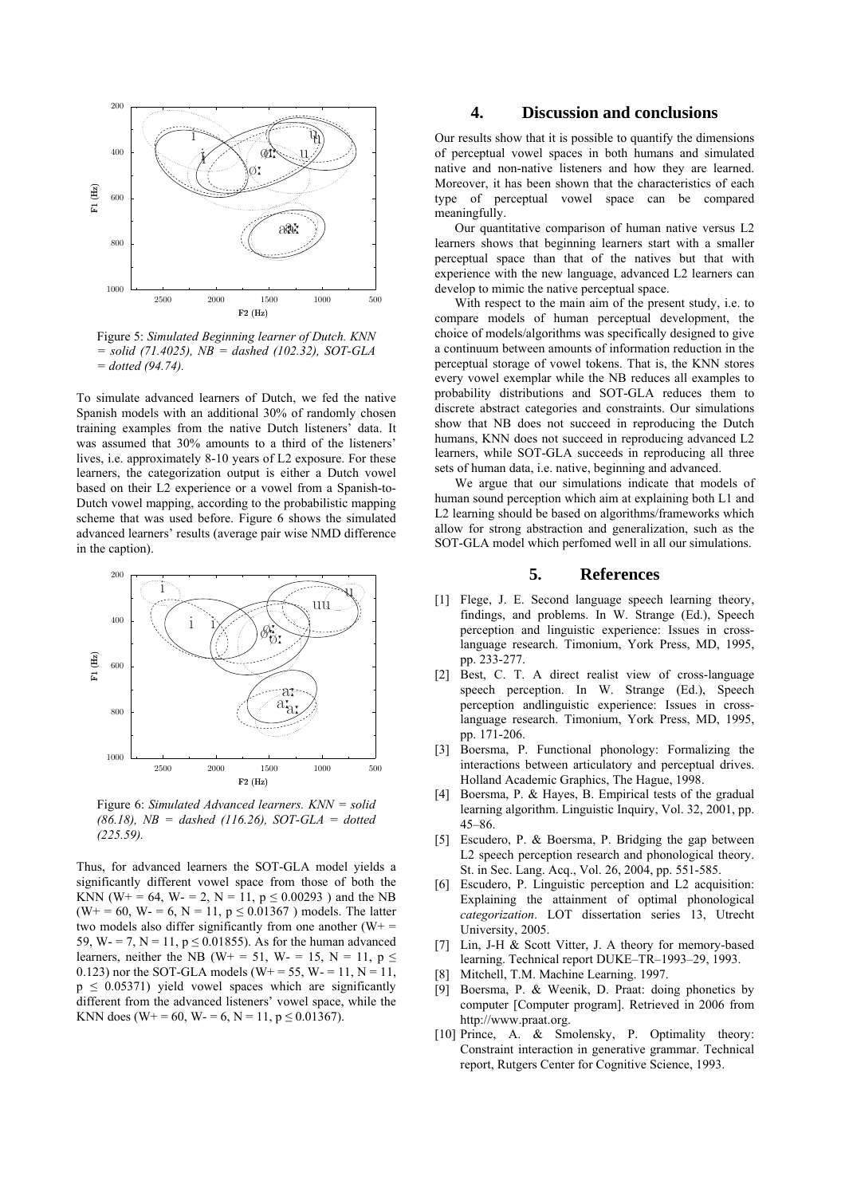200

400

600

800

1000

F1 (Hz)

2500 2000 1500 1000 500

F2 (Hz)

Figure 5: *Simulated Beginning learner of Dutch. KNN = solid (71.4025), NB = dashed (102.32), SOT-GLA = dotted (94.74).*

To simulate advanced learners of Dutch, we fed the native Spanish models with an additional 30% of randomly chosen training examples from the native Dutch listeners' data. It was assumed that 30% amounts to a third of the listeners' lives, i.e. approximately 8-10 years of L2 exposure. For these learners, the categorization output is either a Dutch vowel based on their L2 experience or a vowel from a Spanish-to-Dutch vowel mapping, according to the probabilistic mapping scheme that was used before. Figure 6 shows the simulated advanced learners' results (average pair wise NMD difference in the caption).

200

400

600

800

1000

F1 (Hz)

2500 2000 1500 1000 500

F2 (Hz)

Figure 6: *Simulated Advanced learners. KNN = solid (86.18), NB = dashed (116.26), SOT-GLA = dotted (225.59).*

Thus, for advanced learners the SOT-GLA model yields a significantly different vowel space from those of both the KNN ($W+ = 64$, $W- = 2$, $N = 11$, $p \leq 0.00293$ ) and the NB ($W+ = 60$, $W- = 6$, $N = 11$, $p \leq 0.01367$ ) models. The latter two models also differ significantly from one another ($W+ = 59$, $W- = 7$, $N = 11$, $p \leq 0.01855$). As for the human advanced learners, neither the NB ($W+ = 51$, $W- = 15$, $N = 11$, $p \leq 0.123$) nor the SOT-GLA models ($W+ = 55$, $W- = 11$, $N = 11$, $p \leq 0.05371$) yield vowel spaces which are significantly different from the advanced listeners' vowel space, while the KNN does ($W+ = 60$, $W- = 6$, $N = 11$, $p \leq 0.01367$).

## 4. Discussion and conclusions

Our results show that it is possible to quantify the dimensions of perceptual vowel spaces in both humans and simulated native and non-native listeners and how they are learned. Moreover, it has been shown that the characteristics of each type of perceptual vowel space can be compared meaningfully.

Our quantitative comparison of human native versus L2 learners shows that beginning learners start with a smaller perceptual space than that of the natives but that with experience with the new language, advanced L2 learners can develop to mimic the native perceptual space.

With respect to the main aim of the present study, i.e. to compare models of human perceptual development, the choice of models/algorithms was specifically designed to give a continuum between amounts of information reduction in the perceptual storage of vowel tokens. That is, the KNN stores every vowel exemplar while the NB reduces all examples to probability distributions and SOT-GLA reduces them to discrete abstract categories and constraints. Our simulations show that NB does not succeed in reproducing the Dutch humans, KNN does not succeed in reproducing advanced L2 learners, while SOT-GLA succeeds in reproducing all three sets of human data, i.e. native, beginning and advanced.

We argue that our simulations indicate that models of human sound perception which aim at explaining both L1 and L2 learning should be based on algorithms/frameworks which allow for strong abstraction and generalization, such as the SOT-GLA model which perfomed well in all our simulations.

## 5. References

[1] Flege, J. E. Second language speech learning theory, findings, and problems. In W. Strange (Ed.), Speech perception and linguistic experience: Issues in cross-language research. Timonium, York Press, MD, 1995, pp. 233-277.

[2] Best, C. T. A direct realist view of cross-language speech perception. In W. Strange (Ed.), Speech perception andlinguistic experience: Issues in cross-language research. Timonium, York Press, MD, 1995, pp. 171-206.

[3] Boersma, P. Functional phonology: Formalizing the interactions between articulatory and perceptual drives. Holland Academic Graphics, The Hague, 1998.

[4] Boersma, P. & Hayes, B. Empirical tests of the gradual learning algorithm. Linguistic Inquiry, Vol. 32, 2001, pp. 45–86.

[5] Escudero, P. & Boersma, P. Bridging the gap between L2 speech perception research and phonological theory. St. in Sec. Lang. Acq., Vol. 26, 2004, pp. 551-585.

[6] Escudero, P. Linguistic perception and L2 acquisition: Explaining the attainment of optimal phonological *categorization*. LOT dissertation series 13, Utrecht University, 2005.

[7] Lin, J-H & Scott Vitter, J. A theory for memory-based learning. Technical report DUKE–TR–1993–29, 1993.

[8] Mitchell, T.M. Machine Learning. 1997.

[9] Boersma, P. & Weenik, D. Praat: doing phonetics by computer [Computer program]. Retrieved in 2006 from http://www.praat.org.

[10] Prince, A. & Smolensky, P. Optimality theory: Constraint interaction in generative grammar. Technical report, Rutgers Center for Cognitive Science, 1993.